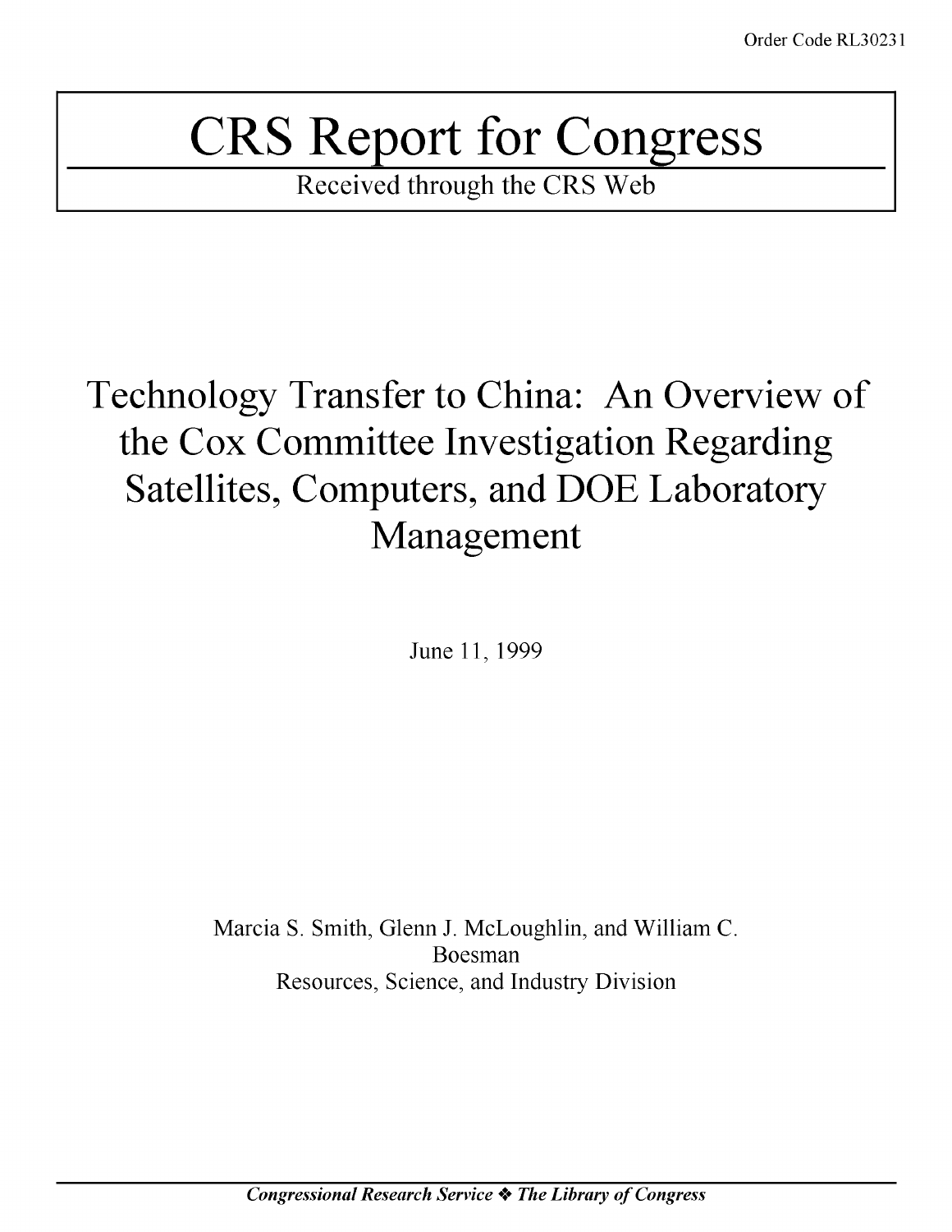Order Code RL30231

# CRS Report for Congress

Received through the CRS Web

## Technology Transfer to China: An Overview of the Cox Committee Investigation Regarding Satellites, Computers, and DOE Laboratory Management

June 11, 1999

Marcia S. Smith, Glenn J. McLoughlin, and William C. Boesman
Resources, Science, and Industry Division

*Congressional Research Service ❖ The Library of Congress*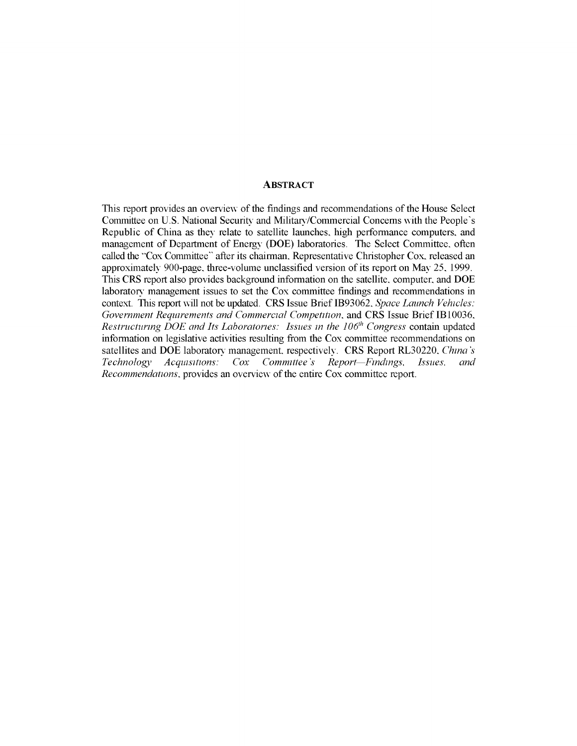## ABSTRACT

This report provides an overview of the findings and recommendations of the House Select Committee on U.S. National Security and Military/Commercial Concerns with the People's Republic of China as they relate to satellite launches, high performance computers, and management of Department of Energy (DOE) laboratories. The Select Committee, often called the "Cox Committee" after its chairman, Representative Christopher Cox, released an approximately 900-page, three-volume unclassified version of its report on May 25, 1999. This CRS report also provides background information on the satellite, computer, and DOE laboratory management issues to set the Cox committee findings and recommendations in context. This report will not be updated. CRS Issue Brief IB93062, *Space Launch Vehicles: Government Requirements and Commercial Competition*, and CRS Issue Brief IB10036, *Restructuring DOE and Its Laboratories: Issues in the 106th Congress* contain updated information on legislative activities resulting from the Cox committee recommendations on satellites and DOE laboratory management, respectively. CRS Report RL30220, *China's Technology Acquisitions: Cox Committee's Report—Findings, Issues, and Recommendations*, provides an overview of the entire Cox committee report.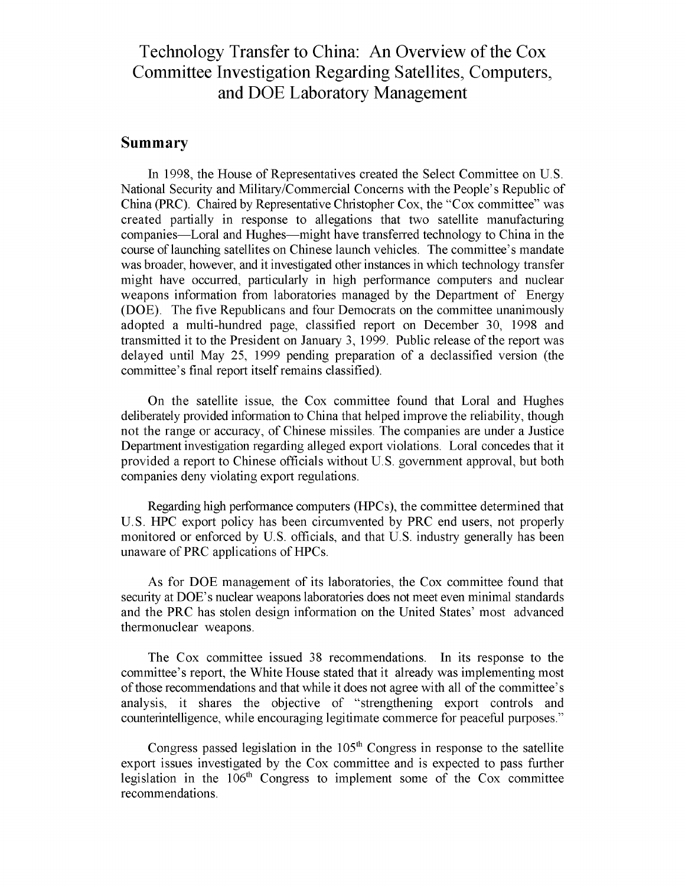# Technology Transfer to China: An Overview of the Cox Committee Investigation Regarding Satellites, Computers, and DOE Laboratory Management

## Summary

In 1998, the House of Representatives created the Select Committee on U.S. National Security and Military/Commercial Concerns with the People's Republic of China (PRC). Chaired by Representative Christopher Cox, the "Cox committee" was created partially in response to allegations that two satellite manufacturing companies—Loral and Hughes—might have transferred technology to China in the course of launching satellites on Chinese launch vehicles. The committee's mandate was broader, however, and it investigated other instances in which technology transfer might have occurred, particularly in high performance computers and nuclear weapons information from laboratories managed by the Department of Energy (DOE). The five Republicans and four Democrats on the committee unanimously adopted a multi-hundred page, classified report on December 30, 1998 and transmitted it to the President on January 3, 1999. Public release of the report was delayed until May 25, 1999 pending preparation of a declassified version (the committee's final report itself remains classified).

On the satellite issue, the Cox committee found that Loral and Hughes deliberately provided information to China that helped improve the reliability, though not the range or accuracy, of Chinese missiles. The companies are under a Justice Department investigation regarding alleged export violations. Loral concedes that it provided a report to Chinese officials without U.S. government approval, but both companies deny violating export regulations.

Regarding high performance computers (HPCs), the committee determined that U.S. HPC export policy has been circumvented by PRC end users, not properly monitored or enforced by U.S. officials, and that U.S. industry generally has been unaware of PRC applications of HPCs.

As for DOE management of its laboratories, the Cox committee found that security at DOE's nuclear weapons laboratories does not meet even minimal standards and the PRC has stolen design information on the United States' most advanced thermonuclear weapons.

The Cox committee issued 38 recommendations. In its response to the committee's report, the White House stated that it already was implementing most of those recommendations and that while it does not agree with all of the committee's analysis, it shares the objective of "strengthening export controls and counterintelligence, while encouraging legitimate commerce for peaceful purposes."

Congress passed legislation in the 105th Congress in response to the satellite export issues investigated by the Cox committee and is expected to pass further legislation in the 106th Congress to implement some of the Cox committee recommendations.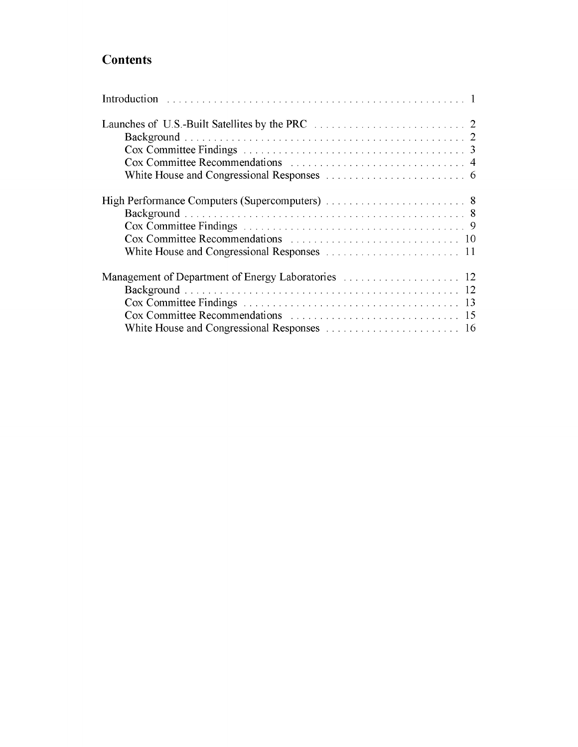## Contents

Introduction . . . . . . . . . . . . . . . . . . . . . . . . . . . . . . . . . . . . . . . . . . . . . . . . . . 1

Launches of U.S.-Built Satellites by the PRC . . . . . . . . . . . . . . . . . . . . . . . . . . . 2
- Background . . . . . . . . . . . . . . . . . . . . . . . . . . . . . . . . . . . . . . . . . . . . . . . . 2
- Cox Committee Findings . . . . . . . . . . . . . . . . . . . . . . . . . . . . . . . . . . . . . . 3
- Cox Committee Recommendations . . . . . . . . . . . . . . . . . . . . . . . . . . . . . . 4
- White House and Congressional Responses . . . . . . . . . . . . . . . . . . . . . . . . 6

High Performance Computers (Supercomputers) . . . . . . . . . . . . . . . . . . . . . . . . 8
- Background . . . . . . . . . . . . . . . . . . . . . . . . . . . . . . . . . . . . . . . . . . . . . . . . 8
- Cox Committee Findings . . . . . . . . . . . . . . . . . . . . . . . . . . . . . . . . . . . . . . 9
- Cox Committee Recommendations . . . . . . . . . . . . . . . . . . . . . . . . . . . . . 10
- White House and Congressional Responses . . . . . . . . . . . . . . . . . . . . . . . 11

Management of Department of Energy Laboratories . . . . . . . . . . . . . . . . . . . . 12
- Background . . . . . . . . . . . . . . . . . . . . . . . . . . . . . . . . . . . . . . . . . . . . . . . 12
- Cox Committee Findings . . . . . . . . . . . . . . . . . . . . . . . . . . . . . . . . . . . . . 13
- Cox Committee Recommendations . . . . . . . . . . . . . . . . . . . . . . . . . . . . . 15
- White House and Congressional Responses . . . . . . . . . . . . . . . . . . . . . . . 16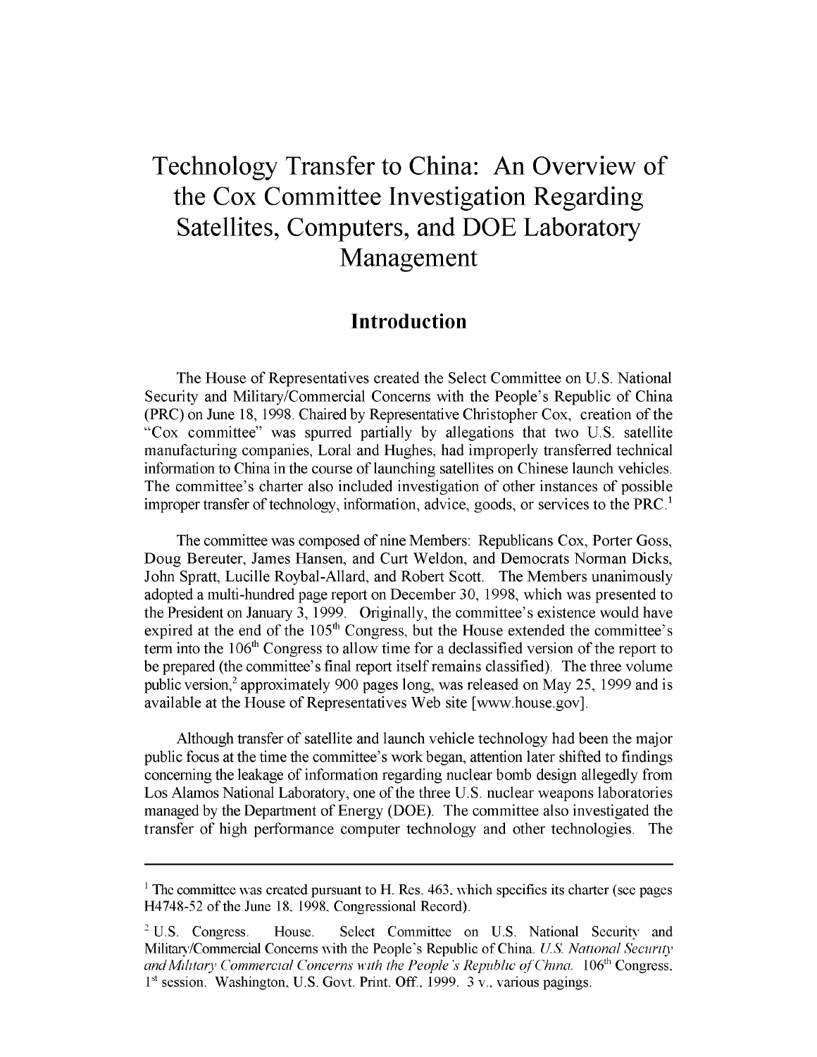# Technology Transfer to China: An Overview of the Cox Committee Investigation Regarding Satellites, Computers, and DOE Laboratory Management

## Introduction

The House of Representatives created the Select Committee on U.S. National Security and Military/Commercial Concerns with the People's Republic of China (PRC) on June 18, 1998. Chaired by Representative Christopher Cox, creation of the "Cox committee" was spurred partially by allegations that two U.S. satellite manufacturing companies, Loral and Hughes, had improperly transferred technical information to China in the course of launching satellites on Chinese launch vehicles. The committee's charter also included investigation of other instances of possible improper transfer of technology, information, advice, goods, or services to the PRC.[1]

The committee was composed of nine Members: Republicans Cox, Porter Goss, Doug Bereuter, James Hansen, and Curt Weldon, and Democrats Norman Dicks, John Spratt, Lucille Roybal-Allard, and Robert Scott. The Members unanimously adopted a multi-hundred page report on December 30, 1998, which was presented to the President on January 3, 1999. Originally, the committee's existence would have expired at the end of the 105th Congress, but the House extended the committee's term into the 106th Congress to allow time for a declassified version of the report to be prepared (the committee's final report itself remains classified). The three volume public version,[2] approximately 900 pages long, was released on May 25, 1999 and is available at the House of Representatives Web site [www.house.gov].

Although transfer of satellite and launch vehicle technology had been the major public focus at the time the committee's work began, attention later shifted to findings concerning the leakage of information regarding nuclear bomb design allegedly from Los Alamos National Laboratory, one of the three U.S. nuclear weapons laboratories managed by the Department of Energy (DOE). The committee also investigated the transfer of high performance computer technology and other technologies. The

---

[1] The committee was created pursuant to H. Res. 463, which specifies its charter (see pages H4748-52 of the June 18, 1998, Congressional Record).

[2] U.S. Congress. House. Select Committee on U.S. National Security and Military/Commercial Concerns with the People's Republic of China. *U.S. National Security and Military Commercial Concerns with the People's Republic of China.* 106th Congress, 1st session. Washington, U.S. Govt. Print. Off., 1999. 3 v., various pagings.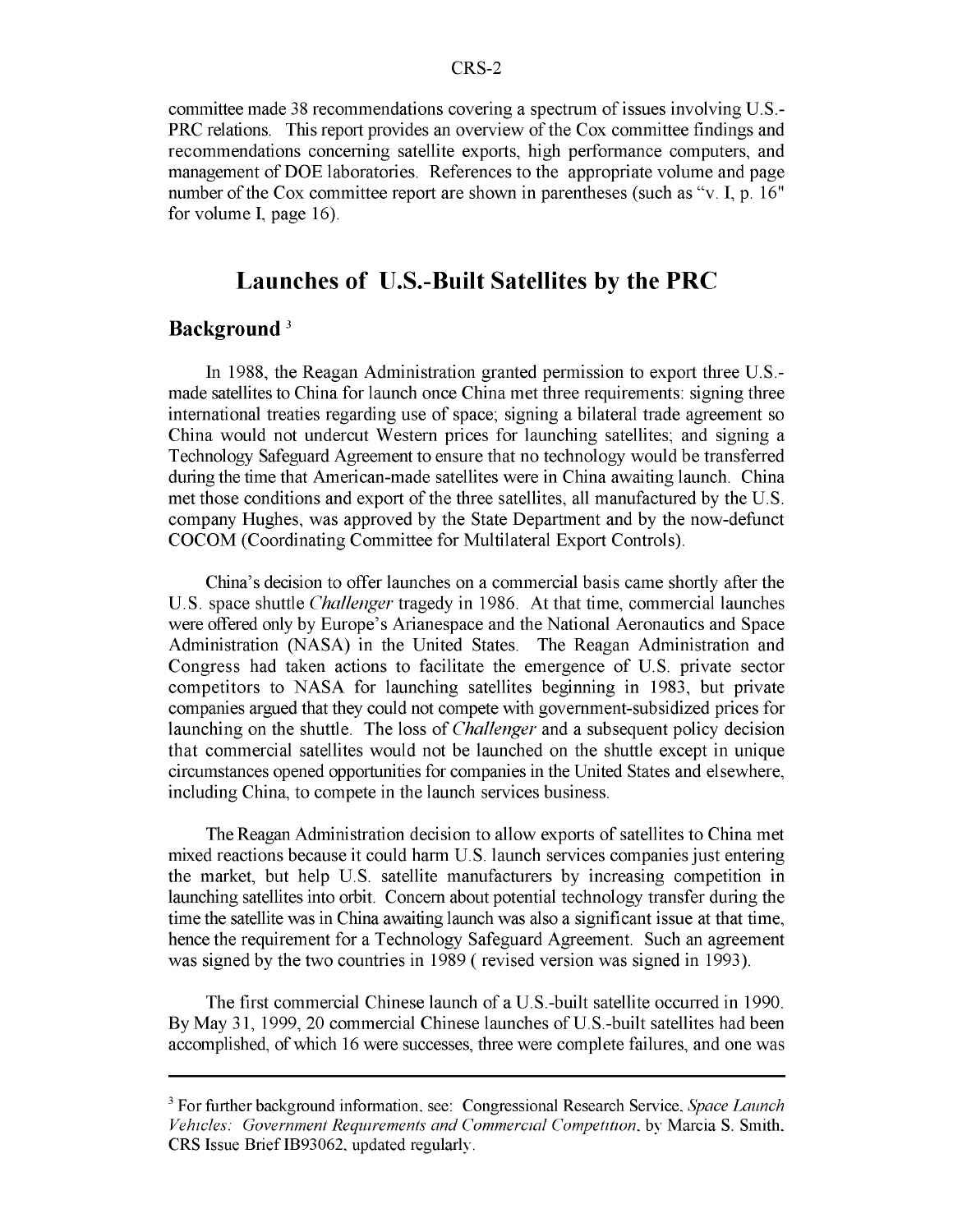committee made 38 recommendations covering a spectrum of issues involving U.S.-PRC relations. This report provides an overview of the Cox committee findings and recommendations concerning satellite exports, high performance computers, and management of DOE laboratories. References to the appropriate volume and page number of the Cox committee report are shown in parentheses (such as "v. I, p. 16" for volume I, page 16).

## Launches of U.S.-Built Satellites by the PRC

### Background [3]

In 1988, the Reagan Administration granted permission to export three U.S.-made satellites to China for launch once China met three requirements: signing three international treaties regarding use of space; signing a bilateral trade agreement so China would not undercut Western prices for launching satellites; and signing a Technology Safeguard Agreement to ensure that no technology would be transferred during the time that American-made satellites were in China awaiting launch. China met those conditions and export of the three satellites, all manufactured by the U.S. company Hughes, was approved by the State Department and by the now-defunct COCOM (Coordinating Committee for Multilateral Export Controls).

China's decision to offer launches on a commercial basis came shortly after the U.S. space shuttle *Challenger* tragedy in 1986. At that time, commercial launches were offered only by Europe's Arianespace and the National Aeronautics and Space Administration (NASA) in the United States. The Reagan Administration and Congress had taken actions to facilitate the emergence of U.S. private sector competitors to NASA for launching satellites beginning in 1983, but private companies argued that they could not compete with government-subsidized prices for launching on the shuttle. The loss of *Challenger* and a subsequent policy decision that commercial satellites would not be launched on the shuttle except in unique circumstances opened opportunities for companies in the United States and elsewhere, including China, to compete in the launch services business.

The Reagan Administration decision to allow exports of satellites to China met mixed reactions because it could harm U.S. launch services companies just entering the market, but help U.S. satellite manufacturers by increasing competition in launching satellites into orbit. Concern about potential technology transfer during the time the satellite was in China awaiting launch was also a significant issue at that time, hence the requirement for a Technology Safeguard Agreement. Such an agreement was signed by the two countries in 1989 ( revised version was signed in 1993).

The first commercial Chinese launch of a U.S.-built satellite occurred in 1990. By May 31, 1999, 20 commercial Chinese launches of U.S.-built satellites had been accomplished, of which 16 were successes, three were complete failures, and one was

[3] For further background information, see: Congressional Research Service, *Space Launch Vehicles: Government Requirements and Commercial Competition*, by Marcia S. Smith, CRS Issue Brief IB93062, updated regularly.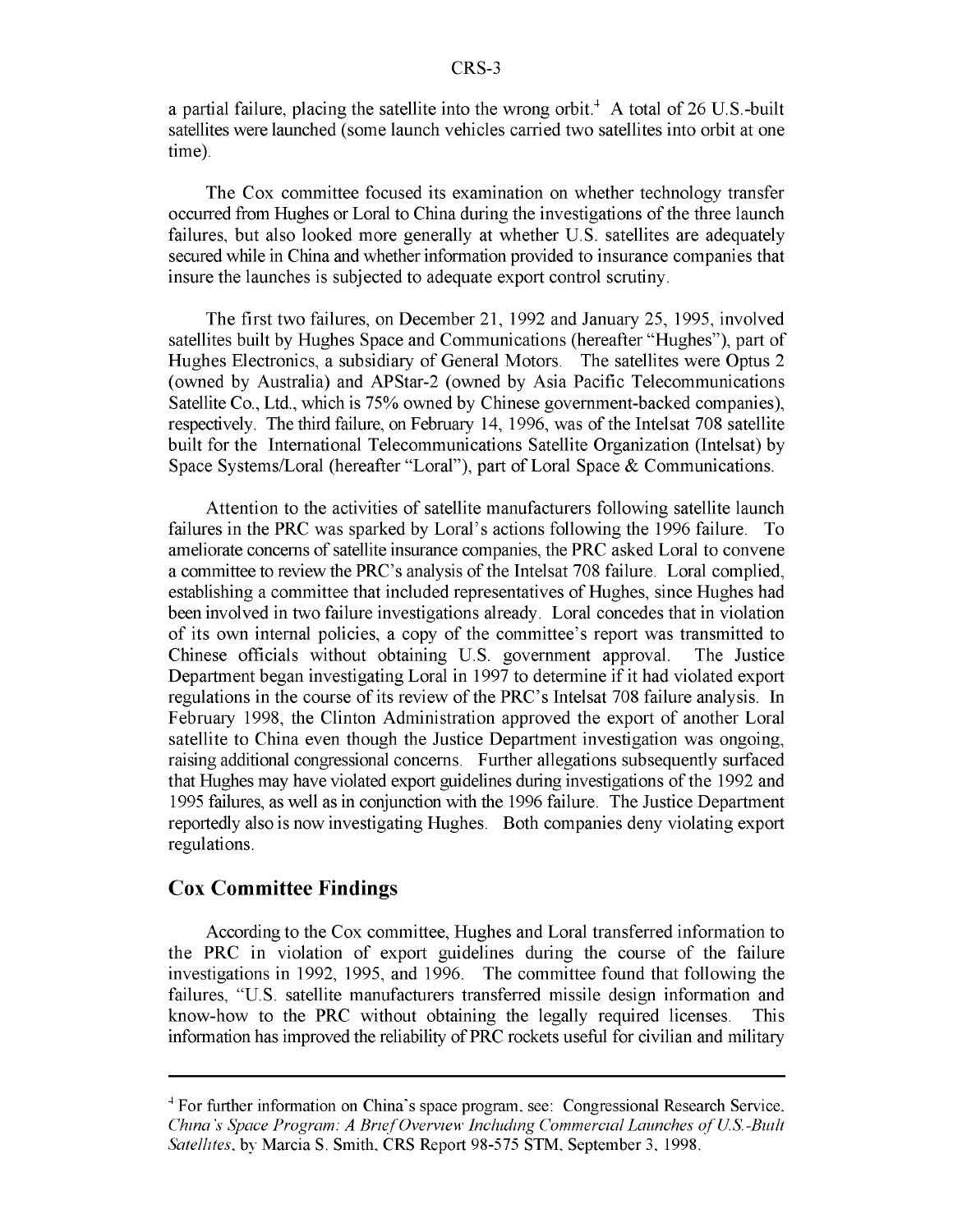a partial failure, placing the satellite into the wrong orbit.[4] A total of 26 U.S.-built satellites were launched (some launch vehicles carried two satellites into orbit at one time).

The Cox committee focused its examination on whether technology transfer occurred from Hughes or Loral to China during the investigations of the three launch failures, but also looked more generally at whether U.S. satellites are adequately secured while in China and whether information provided to insurance companies that insure the launches is subjected to adequate export control scrutiny.

The first two failures, on December 21, 1992 and January 25, 1995, involved satellites built by Hughes Space and Communications (hereafter "Hughes"), part of Hughes Electronics, a subsidiary of General Motors. The satellites were Optus 2 (owned by Australia) and APStar-2 (owned by Asia Pacific Telecommunications Satellite Co., Ltd., which is 75% owned by Chinese government-backed companies), respectively. The third failure, on February 14, 1996, was of the Intelsat 708 satellite built for the International Telecommunications Satellite Organization (Intelsat) by Space Systems/Loral (hereafter "Loral"), part of Loral Space & Communications.

Attention to the activities of satellite manufacturers following satellite launch failures in the PRC was sparked by Loral's actions following the 1996 failure. To ameliorate concerns of satellite insurance companies, the PRC asked Loral to convene a committee to review the PRC's analysis of the Intelsat 708 failure. Loral complied, establishing a committee that included representatives of Hughes, since Hughes had been involved in two failure investigations already. Loral concedes that in violation of its own internal policies, a copy of the committee's report was transmitted to Chinese officials without obtaining U.S. government approval. The Justice Department began investigating Loral in 1997 to determine if it had violated export regulations in the course of its review of the PRC's Intelsat 708 failure analysis. In February 1998, the Clinton Administration approved the export of another Loral satellite to China even though the Justice Department investigation was ongoing, raising additional congressional concerns. Further allegations subsequently surfaced that Hughes may have violated export guidelines during investigations of the 1992 and 1995 failures, as well as in conjunction with the 1996 failure. The Justice Department reportedly also is now investigating Hughes. Both companies deny violating export regulations.

## Cox Committee Findings

According to the Cox committee, Hughes and Loral transferred information to the PRC in violation of export guidelines during the course of the failure investigations in 1992, 1995, and 1996. The committee found that following the failures, "U.S. satellite manufacturers transferred missile design information and know-how to the PRC without obtaining the legally required licenses. This information has improved the reliability of PRC rockets useful for civilian and military

---

[4] For further information on China's space program, see: Congressional Research Service, *China's Space Program: A Brief Overview Including Commercial Launches of U.S.-Built Satellites*, by Marcia S. Smith, CRS Report 98-575 STM, September 3, 1998.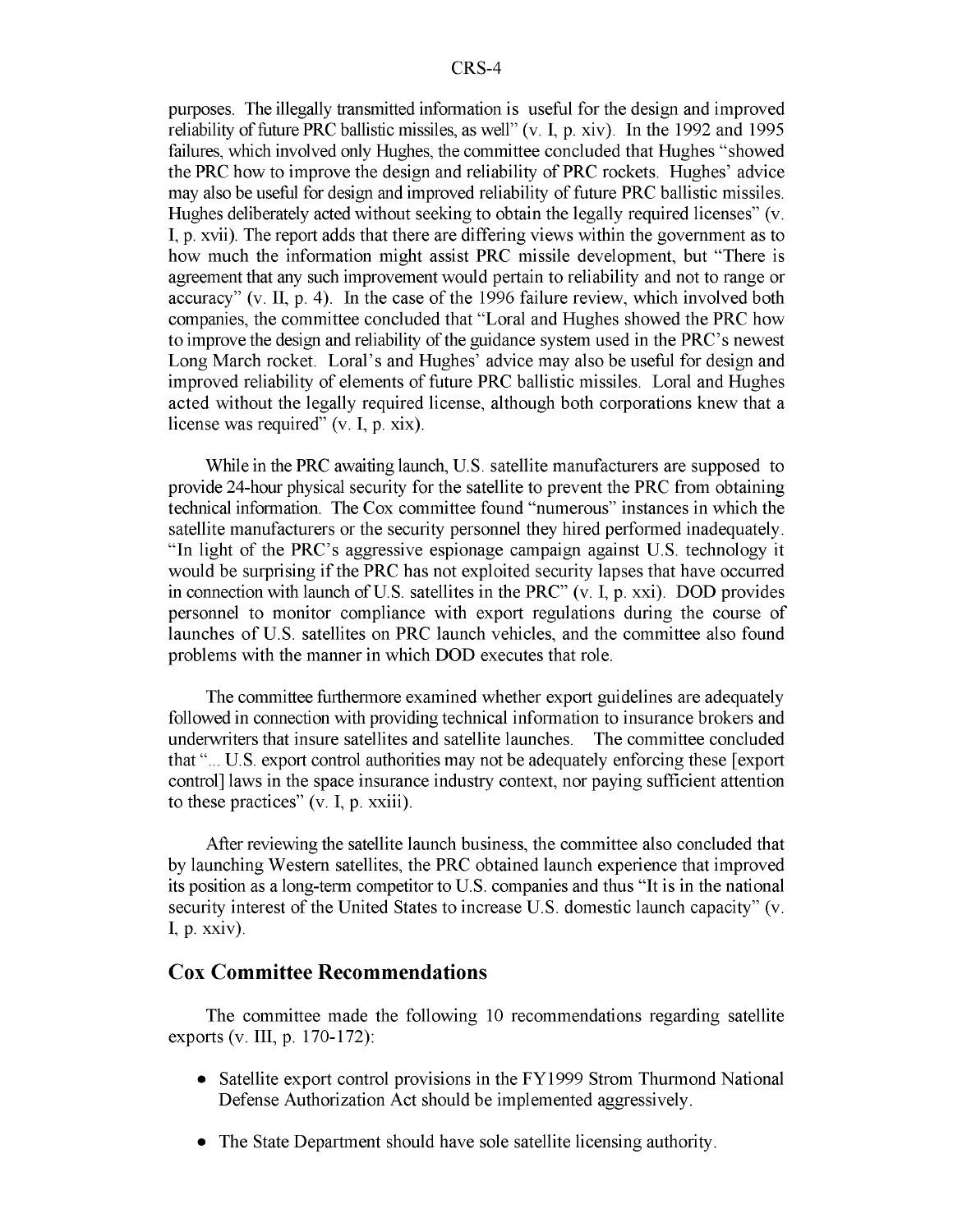purposes. The illegally transmitted information is useful for the design and improved reliability of future PRC ballistic missiles, as well" (v. I, p. xiv). In the 1992 and 1995 failures, which involved only Hughes, the committee concluded that Hughes "showed the PRC how to improve the design and reliability of PRC rockets. Hughes' advice may also be useful for design and improved reliability of future PRC ballistic missiles. Hughes deliberately acted without seeking to obtain the legally required licenses" (v. I, p. xvii). The report adds that there are differing views within the government as to how much the information might assist PRC missile development, but "There is agreement that any such improvement would pertain to reliability and not to range or accuracy" (v. II, p. 4). In the case of the 1996 failure review, which involved both companies, the committee concluded that "Loral and Hughes showed the PRC how to improve the design and reliability of the guidance system used in the PRC's newest Long March rocket. Loral's and Hughes' advice may also be useful for design and improved reliability of elements of future PRC ballistic missiles. Loral and Hughes acted without the legally required license, although both corporations knew that a license was required" (v. I, p. xix).

While in the PRC awaiting launch, U.S. satellite manufacturers are supposed to provide 24-hour physical security for the satellite to prevent the PRC from obtaining technical information. The Cox committee found "numerous" instances in which the satellite manufacturers or the security personnel they hired performed inadequately. "In light of the PRC's aggressive espionage campaign against U.S. technology it would be surprising if the PRC has not exploited security lapses that have occurred in connection with launch of U.S. satellites in the PRC" (v. I, p. xxi). DOD provides personnel to monitor compliance with export regulations during the course of launches of U.S. satellites on PRC launch vehicles, and the committee also found problems with the manner in which DOD executes that role.

The committee furthermore examined whether export guidelines are adequately followed in connection with providing technical information to insurance brokers and underwriters that insure satellites and satellite launches. The committee concluded that "... U.S. export control authorities may not be adequately enforcing these [export control] laws in the space insurance industry context, nor paying sufficient attention to these practices" (v. I, p. xxiii).

After reviewing the satellite launch business, the committee also concluded that by launching Western satellites, the PRC obtained launch experience that improved its position as a long-term competitor to U.S. companies and thus "It is in the national security interest of the United States to increase U.S. domestic launch capacity" (v. I, p. xxiv).

## Cox Committee Recommendations

The committee made the following 10 recommendations regarding satellite exports (v. III, p. 170-172):

- Satellite export control provisions in the FY1999 Strom Thurmond National Defense Authorization Act should be implemented aggressively.
- The State Department should have sole satellite licensing authority.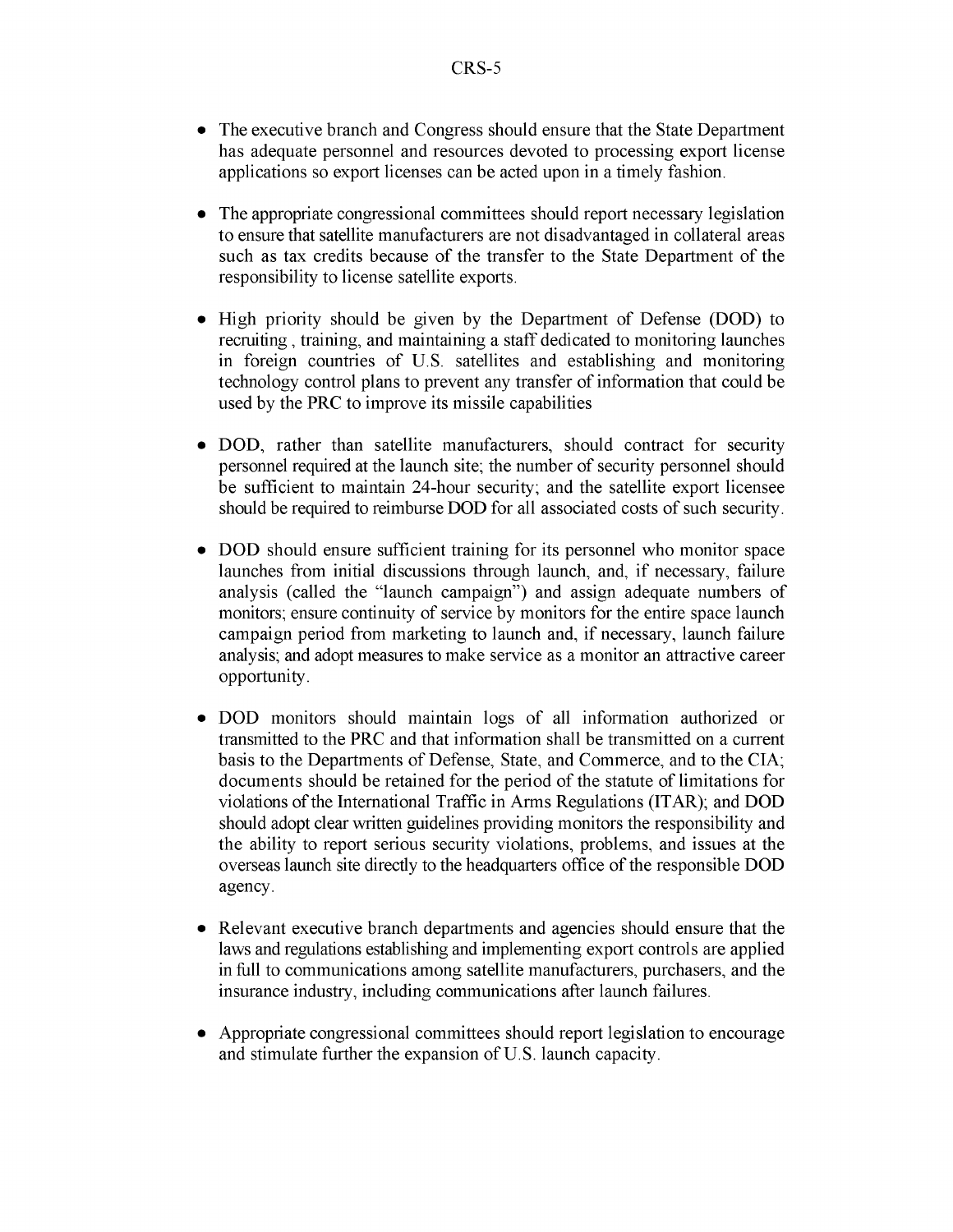- The executive branch and Congress should ensure that the State Department has adequate personnel and resources devoted to processing export license applications so export licenses can be acted upon in a timely fashion.

- The appropriate congressional committees should report necessary legislation to ensure that satellite manufacturers are not disadvantaged in collateral areas such as tax credits because of the transfer to the State Department of the responsibility to license satellite exports.

- High priority should be given by the Department of Defense (DOD) to recruiting , training, and maintaining a staff dedicated to monitoring launches in foreign countries of U.S. satellites and establishing and monitoring technology control plans to prevent any transfer of information that could be used by the PRC to improve its missile capabilities

- DOD, rather than satellite manufacturers, should contract for security personnel required at the launch site; the number of security personnel should be sufficient to maintain 24-hour security; and the satellite export licensee should be required to reimburse DOD for all associated costs of such security.

- DOD should ensure sufficient training for its personnel who monitor space launches from initial discussions through launch, and, if necessary, failure analysis (called the "launch campaign") and assign adequate numbers of monitors; ensure continuity of service by monitors for the entire space launch campaign period from marketing to launch and, if necessary, launch failure analysis; and adopt measures to make service as a monitor an attractive career opportunity.

- DOD monitors should maintain logs of all information authorized or transmitted to the PRC and that information shall be transmitted on a current basis to the Departments of Defense, State, and Commerce, and to the CIA; documents should be retained for the period of the statute of limitations for violations of the International Traffic in Arms Regulations (ITAR); and DOD should adopt clear written guidelines providing monitors the responsibility and the ability to report serious security violations, problems, and issues at the overseas launch site directly to the headquarters office of the responsible DOD agency.

- Relevant executive branch departments and agencies should ensure that the laws and regulations establishing and implementing export controls are applied in full to communications among satellite manufacturers, purchasers, and the insurance industry, including communications after launch failures.

- Appropriate congressional committees should report legislation to encourage and stimulate further the expansion of U.S. launch capacity.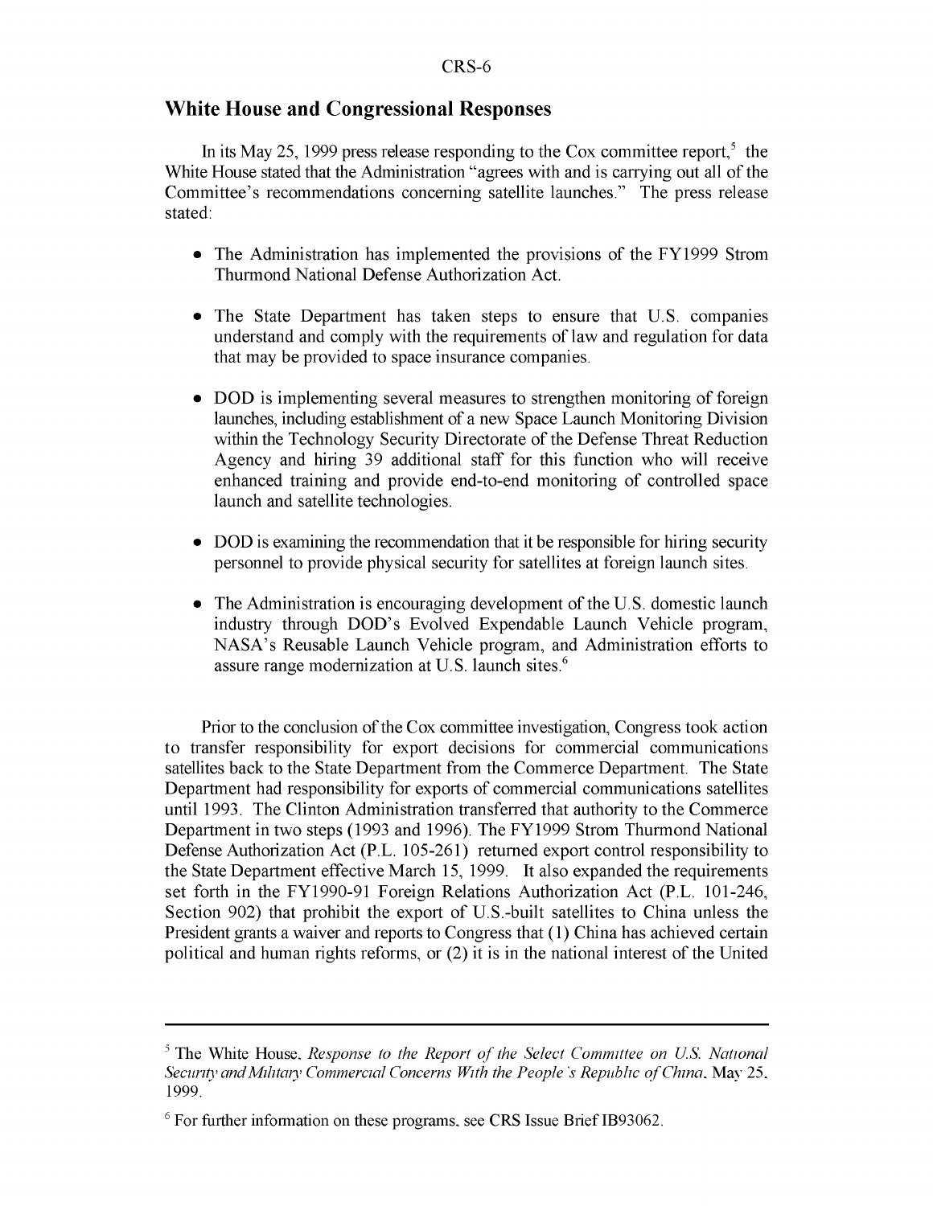## White House and Congressional Responses

In its May 25, 1999 press release responding to the Cox committee report,[5] the White House stated that the Administration "agrees with and is carrying out all of the Committee's recommendations concerning satellite launches." The press release stated:

- The Administration has implemented the provisions of the FY1999 Strom Thurmond National Defense Authorization Act.
- The State Department has taken steps to ensure that U.S. companies understand and comply with the requirements of law and regulation for data that may be provided to space insurance companies.
- DOD is implementing several measures to strengthen monitoring of foreign launches, including establishment of a new Space Launch Monitoring Division within the Technology Security Directorate of the Defense Threat Reduction Agency and hiring 39 additional staff for this function who will receive enhanced training and provide end-to-end monitoring of controlled space launch and satellite technologies.
- DOD is examining the recommendation that it be responsible for hiring security personnel to provide physical security for satellites at foreign launch sites.
- The Administration is encouraging development of the U.S. domestic launch industry through DOD's Evolved Expendable Launch Vehicle program, NASA's Reusable Launch Vehicle program, and Administration efforts to assure range modernization at U.S. launch sites.[6]

Prior to the conclusion of the Cox committee investigation, Congress took action to transfer responsibility for export decisions for commercial communications satellites back to the State Department from the Commerce Department. The State Department had responsibility for exports of commercial communications satellites until 1993. The Clinton Administration transferred that authority to the Commerce Department in two steps (1993 and 1996). The FY1999 Strom Thurmond National Defense Authorization Act (P.L. 105-261) returned export control responsibility to the State Department effective March 15, 1999. It also expanded the requirements set forth in the FY1990-91 Foreign Relations Authorization Act (P.L. 101-246, Section 902) that prohibit the export of U.S.-built satellites to China unless the President grants a waiver and reports to Congress that (1) China has achieved certain political and human rights reforms, or (2) it is in the national interest of the United

---

[5] The White House, *Response to the Report of the Select Committee on U.S. National Security and Military Commercial Concerns With the People's Republic of China*, May 25, 1999.

[6] For further information on these programs, see CRS Issue Brief IB93062.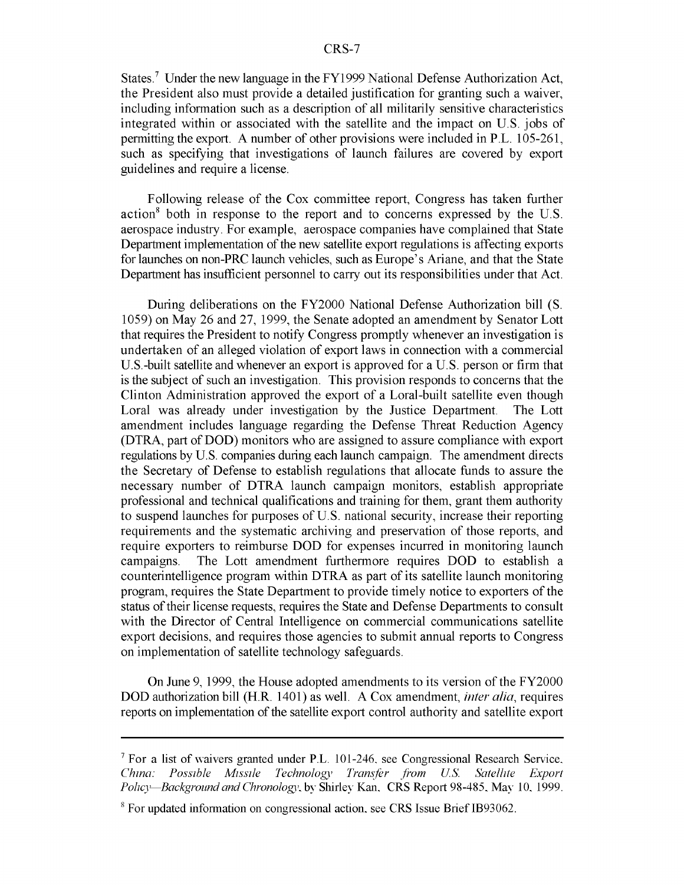States.[7] Under the new language in the FY1999 National Defense Authorization Act, the President also must provide a detailed justification for granting such a waiver, including information such as a description of all militarily sensitive characteristics integrated within or associated with the satellite and the impact on U.S. jobs of permitting the export. A number of other provisions were included in P.L. 105-261, such as specifying that investigations of launch failures are covered by export guidelines and require a license.

Following release of the Cox committee report, Congress has taken further action[8] both in response to the report and to concerns expressed by the U.S. aerospace industry. For example, aerospace companies have complained that State Department implementation of the new satellite export regulations is affecting exports for launches on non-PRC launch vehicles, such as Europe's Ariane, and that the State Department has insufficient personnel to carry out its responsibilities under that Act.

During deliberations on the FY2000 National Defense Authorization bill (S. 1059) on May 26 and 27, 1999, the Senate adopted an amendment by Senator Lott that requires the President to notify Congress promptly whenever an investigation is undertaken of an alleged violation of export laws in connection with a commercial U.S.-built satellite and whenever an export is approved for a U.S. person or firm that is the subject of such an investigation. This provision responds to concerns that the Clinton Administration approved the export of a Loral-built satellite even though Loral was already under investigation by the Justice Department. The Lott amendment includes language regarding the Defense Threat Reduction Agency (DTRA, part of DOD) monitors who are assigned to assure compliance with export regulations by U.S. companies during each launch campaign. The amendment directs the Secretary of Defense to establish regulations that allocate funds to assure the necessary number of DTRA launch campaign monitors, establish appropriate professional and technical qualifications and training for them, grant them authority to suspend launches for purposes of U.S. national security, increase their reporting requirements and the systematic archiving and preservation of those reports, and require exporters to reimburse DOD for expenses incurred in monitoring launch campaigns. The Lott amendment furthermore requires DOD to establish a counterintelligence program within DTRA as part of its satellite launch monitoring program, requires the State Department to provide timely notice to exporters of the status of their license requests, requires the State and Defense Departments to consult with the Director of Central Intelligence on commercial communications satellite export decisions, and requires those agencies to submit annual reports to Congress on implementation of satellite technology safeguards.

On June 9, 1999, the House adopted amendments to its version of the FY2000 DOD authorization bill (H.R. 1401) as well. A Cox amendment, *inter alia*, requires reports on implementation of the satellite export control authority and satellite export

---

[7] For a list of waivers granted under P.L. 101-246, see Congressional Research Service, *China: Possible Missile Technology Transfer from U.S. Satellite Export Policy—Background and Chronology*, by Shirley Kan, CRS Report 98-485, May 10, 1999.

[8] For updated information on congressional action, see CRS Issue Brief IB93062.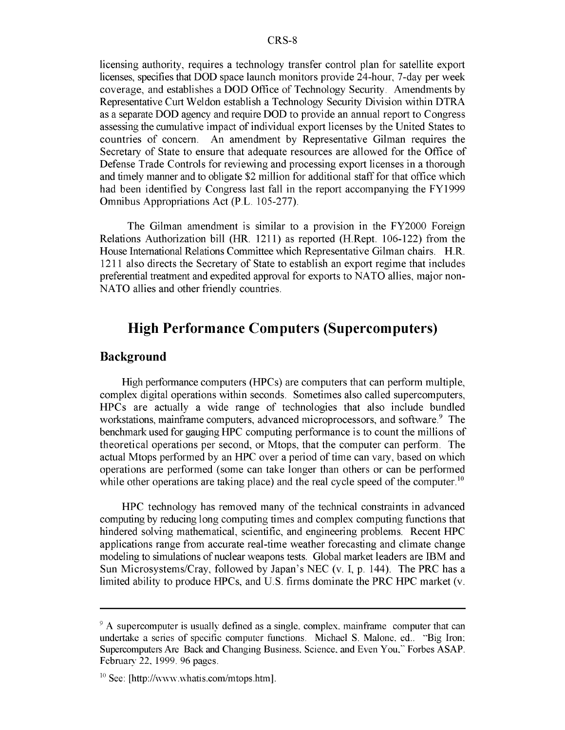licensing authority, requires a technology transfer control plan for satellite export licenses, specifies that DOD space launch monitors provide 24-hour, 7-day per week coverage, and establishes a DOD Office of Technology Security. Amendments by Representative Curt Weldon establish a Technology Security Division within DTRA as a separate DOD agency and require DOD to provide an annual report to Congress assessing the cumulative impact of individual export licenses by the United States to countries of concern. An amendment by Representative Gilman requires the Secretary of State to ensure that adequate resources are allowed for the Office of Defense Trade Controls for reviewing and processing export licenses in a thorough and timely manner and to obligate $2 million for additional staff for that office which had been identified by Congress last fall in the report accompanying the FY1999 Omnibus Appropriations Act (P.L. 105-277).

The Gilman amendment is similar to a provision in the FY2000 Foreign Relations Authorization bill (HR. 1211) as reported (H.Rept. 106-122) from the House International Relations Committee which Representative Gilman chairs. H.R. 1211 also directs the Secretary of State to establish an export regime that includes preferential treatment and expedited approval for exports to NATO allies, major non-NATO allies and other friendly countries.

## High Performance Computers (Supercomputers)

### Background

High performance computers (HPCs) are computers that can perform multiple, complex digital operations within seconds. Sometimes also called supercomputers, HPCs are actually a wide range of technologies that also include bundled workstations, mainframe computers, advanced microprocessors, and software.[9] The benchmark used for gauging HPC computing performance is to count the millions of theoretical operations per second, or Mtops, that the computer can perform. The actual Mtops performed by an HPC over a period of time can vary, based on which operations are performed (some can take longer than others or can be performed while other operations are taking place) and the real cycle speed of the computer.[10]

HPC technology has removed many of the technical constraints in advanced computing by reducing long computing times and complex computing functions that hindered solving mathematical, scientific, and engineering problems. Recent HPC applications range from accurate real-time weather forecasting and climate change modeling to simulations of nuclear weapons tests. Global market leaders are IBM and Sun Microsystems/Cray, followed by Japan's NEC (v. I, p. 144). The PRC has a limited ability to produce HPCs, and U.S. firms dominate the PRC HPC market (v.

---

[9] A supercomputer is usually defined as a single, complex, mainframe computer that can undertake a series of specific computer functions. Michael S. Malone, ed., "Big Iron: Supercomputers Are Back and Changing Business, Science, and Even You," Forbes ASAP, February 22, 1999, 96 pages.

[10] See: [http://www.whatis.com/mtops.htm].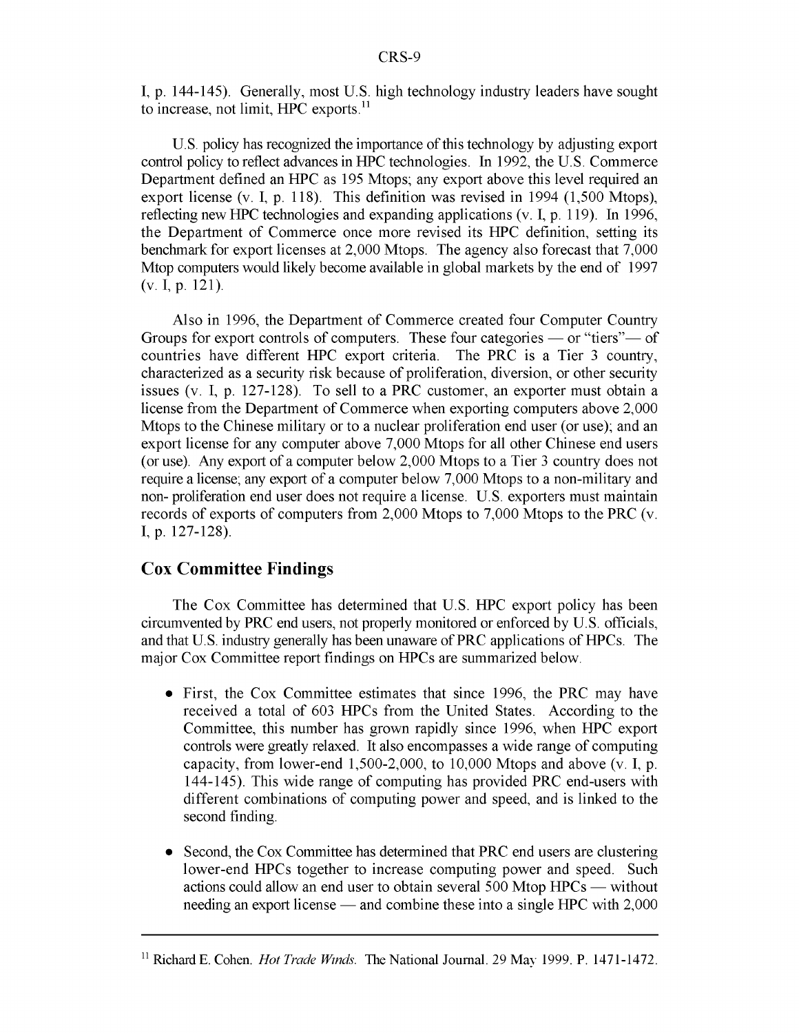I, p. 144-145). Generally, most U.S. high technology industry leaders have sought to increase, not limit, HPC exports.[11]

U.S. policy has recognized the importance of this technology by adjusting export control policy to reflect advances in HPC technologies. In 1992, the U.S. Commerce Department defined an HPC as 195 Mtops; any export above this level required an export license (v. I, p. 118). This definition was revised in 1994 (1,500 Mtops), reflecting new HPC technologies and expanding applications (v. I, p. 119). In 1996, the Department of Commerce once more revised its HPC definition, setting its benchmark for export licenses at 2,000 Mtops. The agency also forecast that 7,000 Mtop computers would likely become available in global markets by the end of 1997 (v. I, p. 121).

Also in 1996, the Department of Commerce created four Computer Country Groups for export controls of computers. These four categories — or "tiers"— of countries have different HPC export criteria. The PRC is a Tier 3 country, characterized as a security risk because of proliferation, diversion, or other security issues (v. I, p. 127-128). To sell to a PRC customer, an exporter must obtain a license from the Department of Commerce when exporting computers above 2,000 Mtops to the Chinese military or to a nuclear proliferation end user (or use); and an export license for any computer above 7,000 Mtops for all other Chinese end users (or use). Any export of a computer below 2,000 Mtops to a Tier 3 country does not require a license; any export of a computer below 7,000 Mtops to a non-military and non- proliferation end user does not require a license. U.S. exporters must maintain records of exports of computers from 2,000 Mtops to 7,000 Mtops to the PRC (v. I, p. 127-128).

## Cox Committee Findings

The Cox Committee has determined that U.S. HPC export policy has been circumvented by PRC end users, not properly monitored or enforced by U.S. officials, and that U.S. industry generally has been unaware of PRC applications of HPCs. The major Cox Committee report findings on HPCs are summarized below.

- First, the Cox Committee estimates that since 1996, the PRC may have received a total of 603 HPCs from the United States. According to the Committee, this number has grown rapidly since 1996, when HPC export controls were greatly relaxed. It also encompasses a wide range of computing capacity, from lower-end 1,500-2,000, to 10,000 Mtops and above (v. I, p. 144-145). This wide range of computing has provided PRC end-users with different combinations of computing power and speed, and is linked to the second finding.

- Second, the Cox Committee has determined that PRC end users are clustering lower-end HPCs together to increase computing power and speed. Such actions could allow an end user to obtain several 500 Mtop HPCs — without needing an export license — and combine these into a single HPC with 2,000

---

[11] Richard E. Cohen. *Hot Trade Winds.* The National Journal. 29 May 1999. P. 1471-1472.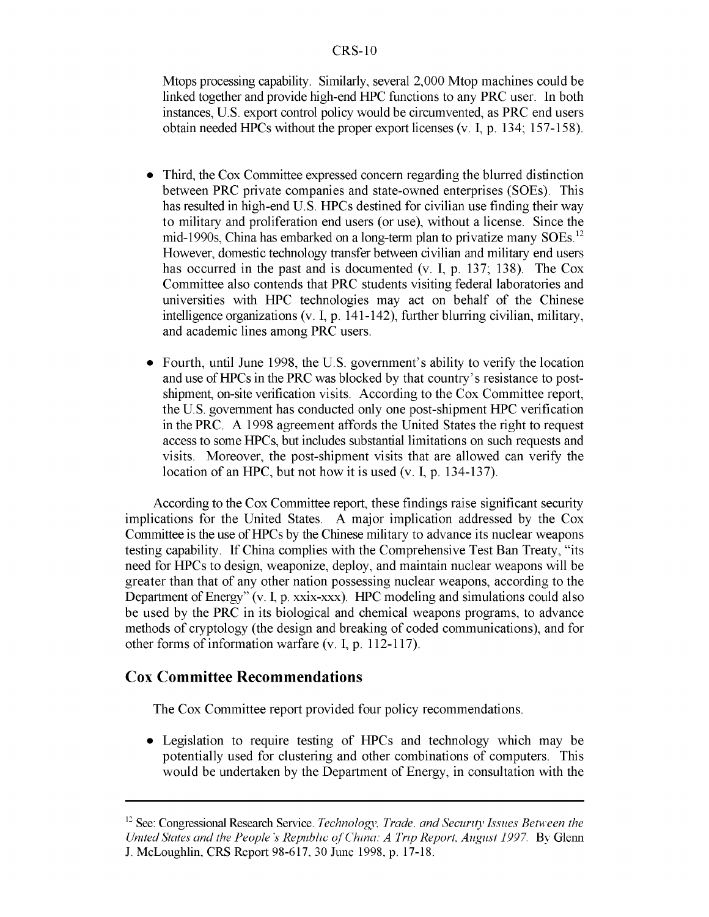Mtops processing capability. Similarly, several 2,000 Mtop machines could be linked together and provide high-end HPC functions to any PRC user. In both instances, U.S. export control policy would be circumvented, as PRC end users obtain needed HPCs without the proper export licenses (v. I, p. 134; 157-158).

- Third, the Cox Committee expressed concern regarding the blurred distinction between PRC private companies and state-owned enterprises (SOEs). This has resulted in high-end U.S. HPCs destined for civilian use finding their way to military and proliferation end users (or use), without a license. Since the mid-1990s, China has embarked on a long-term plan to privatize many SOEs.[12] However, domestic technology transfer between civilian and military end users has occurred in the past and is documented (v. I, p. 137; 138). The Cox Committee also contends that PRC students visiting federal laboratories and universities with HPC technologies may act on behalf of the Chinese intelligence organizations (v. I, p. 141-142), further blurring civilian, military, and academic lines among PRC users.

- Fourth, until June 1998, the U.S. government's ability to verify the location and use of HPCs in the PRC was blocked by that country's resistance to post-shipment, on-site verification visits. According to the Cox Committee report, the U.S. government has conducted only one post-shipment HPC verification in the PRC. A 1998 agreement affords the United States the right to request access to some HPCs, but includes substantial limitations on such requests and visits. Moreover, the post-shipment visits that are allowed can verify the location of an HPC, but not how it is used (v. I, p. 134-137).

According to the Cox Committee report, these findings raise significant security implications for the United States. A major implication addressed by the Cox Committee is the use of HPCs by the Chinese military to advance its nuclear weapons testing capability. If China complies with the Comprehensive Test Ban Treaty, "its need for HPCs to design, weaponize, deploy, and maintain nuclear weapons will be greater than that of any other nation possessing nuclear weapons, according to the Department of Energy" (v. I, p. xxix-xxx). HPC modeling and simulations could also be used by the PRC in its biological and chemical weapons programs, to advance methods of cryptology (the design and breaking of coded communications), and for other forms of information warfare (v. I, p. 112-117).

## Cox Committee Recommendations

The Cox Committee report provided four policy recommendations.

- Legislation to require testing of HPCs and technology which may be potentially used for clustering and other combinations of computers. This would be undertaken by the Department of Energy, in consultation with the

---

[12] See: Congressional Research Service. *Technology, Trade, and Security Issues Between the United States and the People's Republic of China: A Trip Report, August 1997.* By Glenn J. McLoughlin, CRS Report 98-617, 30 June 1998, p. 17-18.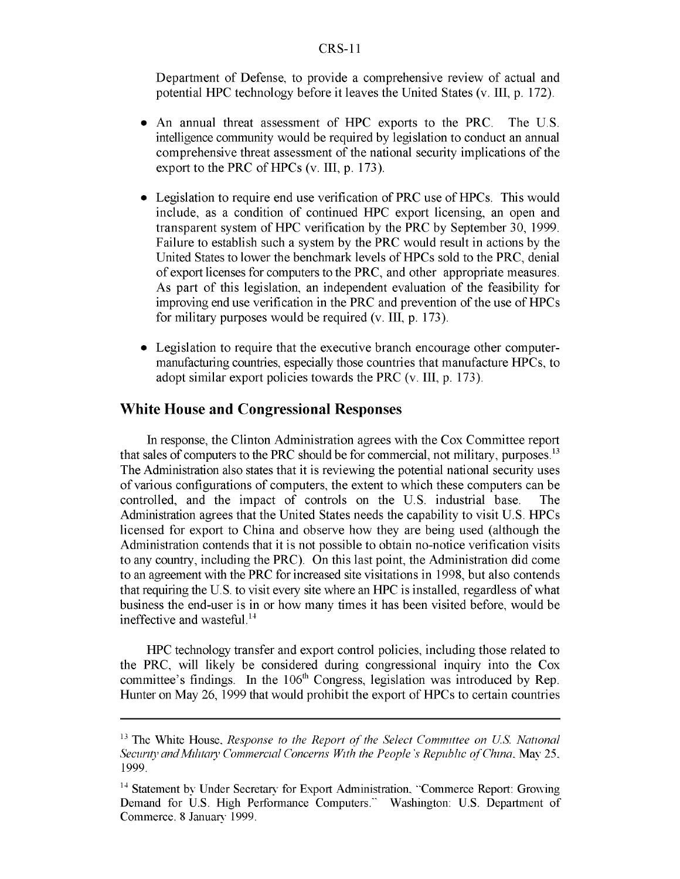Department of Defense, to provide a comprehensive review of actual and potential HPC technology before it leaves the United States (v. III, p. 172).

- An annual threat assessment of HPC exports to the PRC. The U.S. intelligence community would be required by legislation to conduct an annual comprehensive threat assessment of the national security implications of the export to the PRC of HPCs (v. III, p. 173).
- Legislation to require end use verification of PRC use of HPCs. This would include, as a condition of continued HPC export licensing, an open and transparent system of HPC verification by the PRC by September 30, 1999. Failure to establish such a system by the PRC would result in actions by the United States to lower the benchmark levels of HPCs sold to the PRC, denial of export licenses for computers to the PRC, and other appropriate measures. As part of this legislation, an independent evaluation of the feasibility for improving end use verification in the PRC and prevention of the use of HPCs for military purposes would be required (v. III, p. 173).
- Legislation to require that the executive branch encourage other computer-manufacturing countries, especially those countries that manufacture HPCs, to adopt similar export policies towards the PRC (v. III, p. 173).

## White House and Congressional Responses

In response, the Clinton Administration agrees with the Cox Committee report that sales of computers to the PRC should be for commercial, not military, purposes.[13] The Administration also states that it is reviewing the potential national security uses of various configurations of computers, the extent to which these computers can be controlled, and the impact of controls on the U.S. industrial base. The Administration agrees that the United States needs the capability to visit U.S. HPCs licensed for export to China and observe how they are being used (although the Administration contends that it is not possible to obtain no-notice verification visits to any country, including the PRC). On this last point, the Administration did come to an agreement with the PRC for increased site visitations in 1998, but also contends that requiring the U.S. to visit every site where an HPC is installed, regardless of what business the end-user is in or how many times it has been visited before, would be ineffective and wasteful.[14]

HPC technology transfer and export control policies, including those related to the PRC, will likely be considered during congressional inquiry into the Cox committee's findings. In the 106th Congress, legislation was introduced by Rep. Hunter on May 26, 1999 that would prohibit the export of HPCs to certain countries

---

[13] The White House, *Response to the Report of the Select Committee on U.S. National Security and Military Commercial Concerns With the People's Republic of China*, May 25, 1999.

[14] Statement by Under Secretary for Export Administration, "Commerce Report: Growing Demand for U.S. High Performance Computers." Washington: U.S. Department of Commerce, 8 January 1999.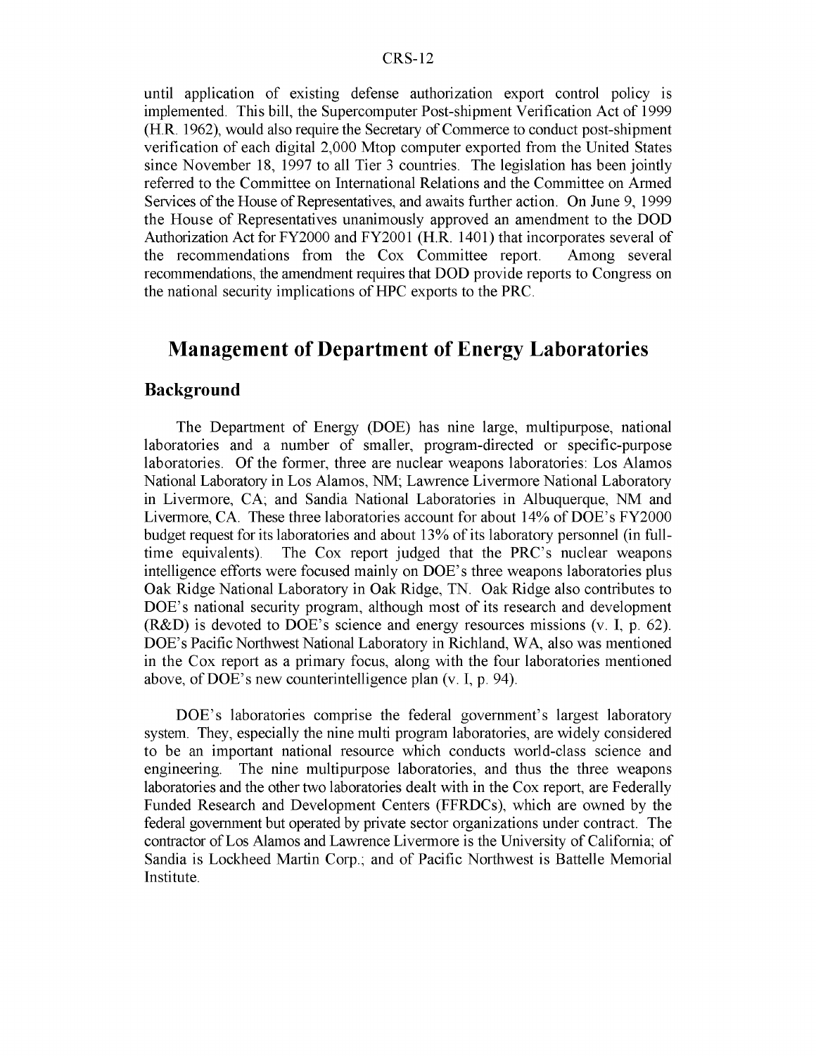until application of existing defense authorization export control policy is implemented. This bill, the Supercomputer Post-shipment Verification Act of 1999 (H.R. 1962), would also require the Secretary of Commerce to conduct post-shipment verification of each digital 2,000 Mtop computer exported from the United States since November 18, 1997 to all Tier 3 countries. The legislation has been jointly referred to the Committee on International Relations and the Committee on Armed Services of the House of Representatives, and awaits further action. On June 9, 1999 the House of Representatives unanimously approved an amendment to the DOD Authorization Act for FY2000 and FY2001 (H.R. 1401) that incorporates several of the recommendations from the Cox Committee report. Among several recommendations, the amendment requires that DOD provide reports to Congress on the national security implications of HPC exports to the PRC.

## Management of Department of Energy Laboratories

### Background

The Department of Energy (DOE) has nine large, multipurpose, national laboratories and a number of smaller, program-directed or specific-purpose laboratories. Of the former, three are nuclear weapons laboratories: Los Alamos National Laboratory in Los Alamos, NM; Lawrence Livermore National Laboratory in Livermore, CA; and Sandia National Laboratories in Albuquerque, NM and Livermore, CA. These three laboratories account for about 14% of DOE's FY2000 budget request for its laboratories and about 13% of its laboratory personnel (in full-time equivalents). The Cox report judged that the PRC's nuclear weapons intelligence efforts were focused mainly on DOE's three weapons laboratories plus Oak Ridge National Laboratory in Oak Ridge, TN. Oak Ridge also contributes to DOE's national security program, although most of its research and development (R&D) is devoted to DOE's science and energy resources missions (v. I, p. 62). DOE's Pacific Northwest National Laboratory in Richland, WA, also was mentioned in the Cox report as a primary focus, along with the four laboratories mentioned above, of DOE's new counterintelligence plan (v. I, p. 94).

DOE's laboratories comprise the federal government's largest laboratory system. They, especially the nine multi program laboratories, are widely considered to be an important national resource which conducts world-class science and engineering. The nine multipurpose laboratories, and thus the three weapons laboratories and the other two laboratories dealt with in the Cox report, are Federally Funded Research and Development Centers (FFRDCs), which are owned by the federal government but operated by private sector organizations under contract. The contractor of Los Alamos and Lawrence Livermore is the University of California; of Sandia is Lockheed Martin Corp.; and of Pacific Northwest is Battelle Memorial Institute.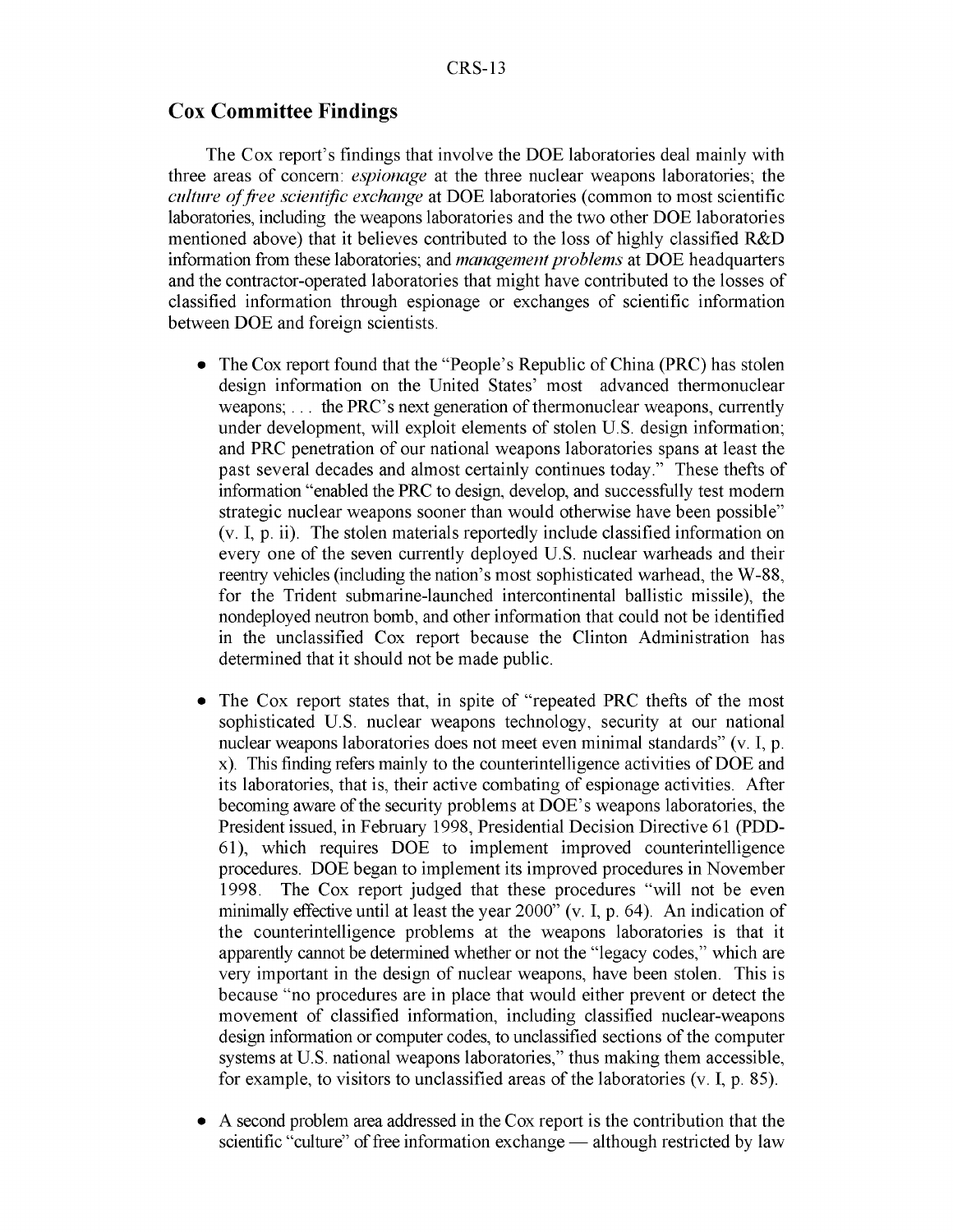## Cox Committee Findings

The Cox report's findings that involve the DOE laboratories deal mainly with three areas of concern: *espionage* at the three nuclear weapons laboratories; the *culture of free scientific exchange* at DOE laboratories (common to most scientific laboratories, including the weapons laboratories and the two other DOE laboratories mentioned above) that it believes contributed to the loss of highly classified R&D information from these laboratories; and *management problems* at DOE headquarters and the contractor-operated laboratories that might have contributed to the losses of classified information through espionage or exchanges of scientific information between DOE and foreign scientists.

- The Cox report found that the "People's Republic of China (PRC) has stolen design information on the United States' most advanced thermonuclear weapons; . . . the PRC's next generation of thermonuclear weapons, currently under development, will exploit elements of stolen U.S. design information; and PRC penetration of our national weapons laboratories spans at least the past several decades and almost certainly continues today." These thefts of information "enabled the PRC to design, develop, and successfully test modern strategic nuclear weapons sooner than would otherwise have been possible" (v. I, p. ii). The stolen materials reportedly include classified information on every one of the seven currently deployed U.S. nuclear warheads and their reentry vehicles (including the nation's most sophisticated warhead, the W-88, for the Trident submarine-launched intercontinental ballistic missile), the nondeployed neutron bomb, and other information that could not be identified in the unclassified Cox report because the Clinton Administration has determined that it should not be made public.

- The Cox report states that, in spite of "repeated PRC thefts of the most sophisticated U.S. nuclear weapons technology, security at our national nuclear weapons laboratories does not meet even minimal standards" (v. I, p. x). This finding refers mainly to the counterintelligence activities of DOE and its laboratories, that is, their active combating of espionage activities. After becoming aware of the security problems at DOE's weapons laboratories, the President issued, in February 1998, Presidential Decision Directive 61 (PDD-61), which requires DOE to implement improved counterintelligence procedures. DOE began to implement its improved procedures in November 1998. The Cox report judged that these procedures "will not be even minimally effective until at least the year 2000" (v. I, p. 64). An indication of the counterintelligence problems at the weapons laboratories is that it apparently cannot be determined whether or not the "legacy codes," which are very important in the design of nuclear weapons, have been stolen. This is because "no procedures are in place that would either prevent or detect the movement of classified information, including classified nuclear-weapons design information or computer codes, to unclassified sections of the computer systems at U.S. national weapons laboratories," thus making them accessible, for example, to visitors to unclassified areas of the laboratories (v. I, p. 85).

- A second problem area addressed in the Cox report is the contribution that the scientific "culture" of free information exchange — although restricted by law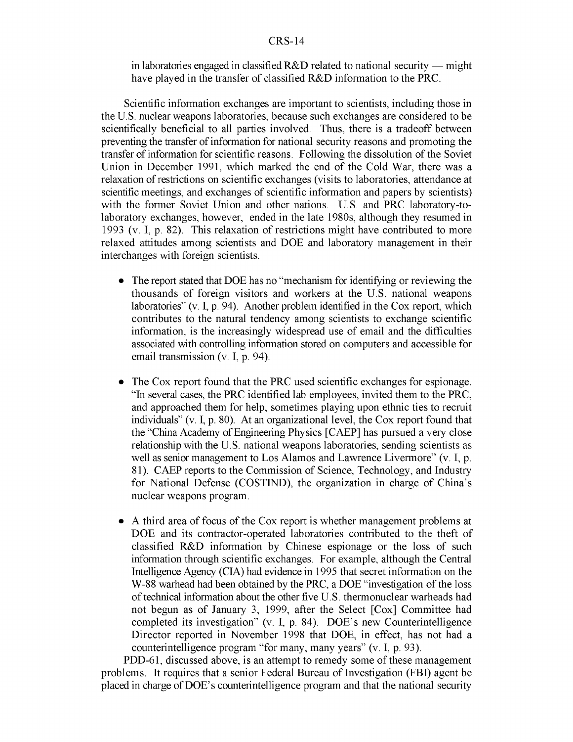in laboratories engaged in classified R&D related to national security — might have played in the transfer of classified R&D information to the PRC.

Scientific information exchanges are important to scientists, including those in the U.S. nuclear weapons laboratories, because such exchanges are considered to be scientifically beneficial to all parties involved. Thus, there is a tradeoff between preventing the transfer of information for national security reasons and promoting the transfer of information for scientific reasons. Following the dissolution of the Soviet Union in December 1991, which marked the end of the Cold War, there was a relaxation of restrictions on scientific exchanges (visits to laboratories, attendance at scientific meetings, and exchanges of scientific information and papers by scientists) with the former Soviet Union and other nations. U.S. and PRC laboratory-to-laboratory exchanges, however, ended in the late 1980s, although they resumed in 1993 (v. I, p. 82). This relaxation of restrictions might have contributed to more relaxed attitudes among scientists and DOE and laboratory management in their interchanges with foreign scientists.

- The report stated that DOE has no "mechanism for identifying or reviewing the thousands of foreign visitors and workers at the U.S. national weapons laboratories" (v. I, p. 94). Another problem identified in the Cox report, which contributes to the natural tendency among scientists to exchange scientific information, is the increasingly widespread use of email and the difficulties associated with controlling information stored on computers and accessible for email transmission (v. I, p. 94).

- The Cox report found that the PRC used scientific exchanges for espionage. "In several cases, the PRC identified lab employees, invited them to the PRC, and approached them for help, sometimes playing upon ethnic ties to recruit individuals" (v. I, p. 80). At an organizational level, the Cox report found that the "China Academy of Engineering Physics [CAEP] has pursued a very close relationship with the U.S. national weapons laboratories, sending scientists as well as senior management to Los Alamos and Lawrence Livermore" (v. I, p. 81). CAEP reports to the Commission of Science, Technology, and Industry for National Defense (COSTIND), the organization in charge of China's nuclear weapons program.

- A third area of focus of the Cox report is whether management problems at DOE and its contractor-operated laboratories contributed to the theft of classified R&D information by Chinese espionage or the loss of such information through scientific exchanges. For example, although the Central Intelligence Agency (CIA) had evidence in 1995 that secret information on the W-88 warhead had been obtained by the PRC, a DOE "investigation of the loss of technical information about the other five U.S. thermonuclear warheads had not begun as of January 3, 1999, after the Select [Cox] Committee had completed its investigation" (v. I, p. 84). DOE's new Counterintelligence Director reported in November 1998 that DOE, in effect, has not had a counterintelligence program "for many, many years" (v. I, p. 93).

PDD-61, discussed above, is an attempt to remedy some of these management problems. It requires that a senior Federal Bureau of Investigation (FBI) agent be placed in charge of DOE's counterintelligence program and that the national security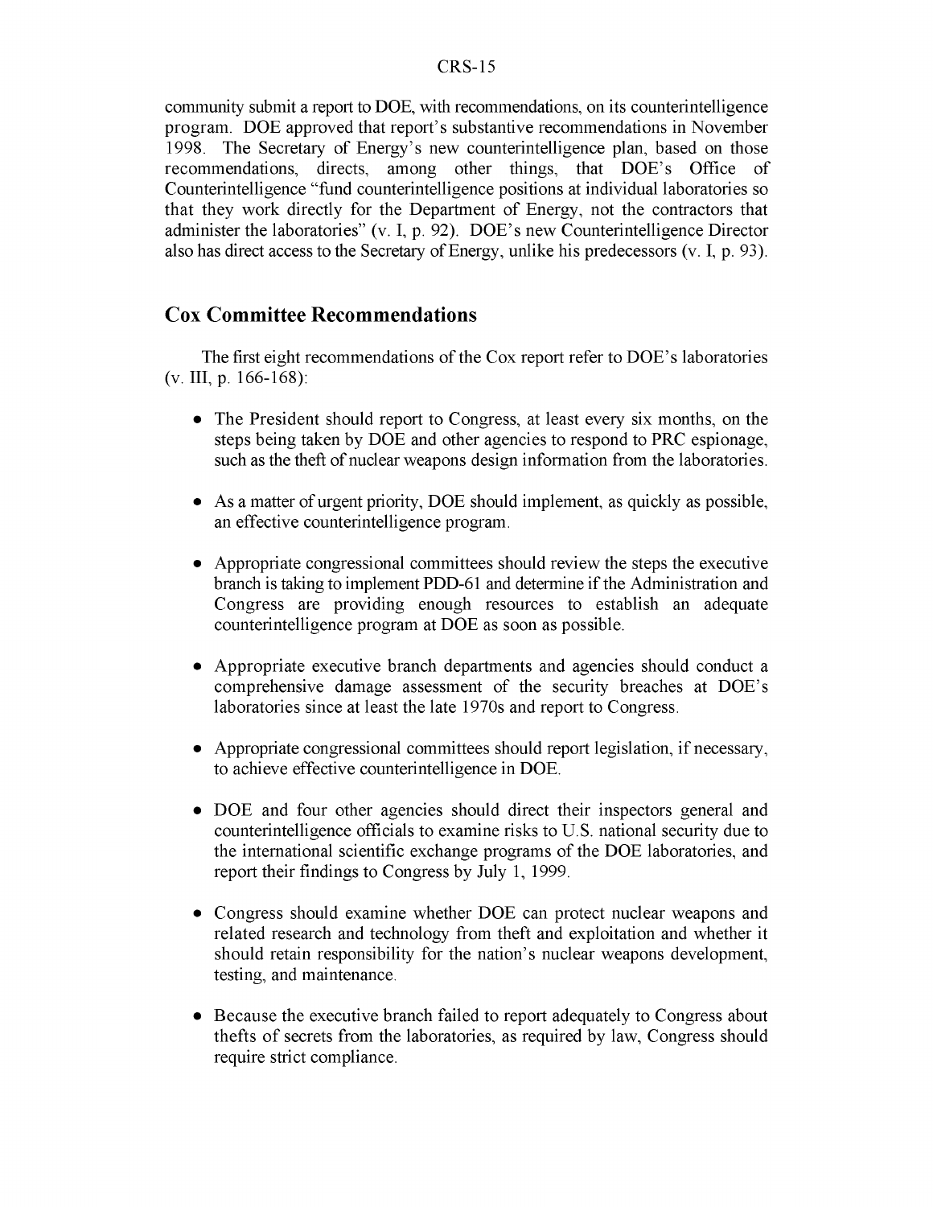community submit a report to DOE, with recommendations, on its counterintelligence program. DOE approved that report's substantive recommendations in November 1998. The Secretary of Energy's new counterintelligence plan, based on those recommendations, directs, among other things, that DOE's Office of Counterintelligence "fund counterintelligence positions at individual laboratories so that they work directly for the Department of Energy, not the contractors that administer the laboratories" (v. I, p. 92). DOE's new Counterintelligence Director also has direct access to the Secretary of Energy, unlike his predecessors (v. I, p. 93).

## Cox Committee Recommendations

The first eight recommendations of the Cox report refer to DOE's laboratories (v. III, p. 166-168):

- The President should report to Congress, at least every six months, on the steps being taken by DOE and other agencies to respond to PRC espionage, such as the theft of nuclear weapons design information from the laboratories.
- As a matter of urgent priority, DOE should implement, as quickly as possible, an effective counterintelligence program.
- Appropriate congressional committees should review the steps the executive branch is taking to implement PDD-61 and determine if the Administration and Congress are providing enough resources to establish an adequate counterintelligence program at DOE as soon as possible.
- Appropriate executive branch departments and agencies should conduct a comprehensive damage assessment of the security breaches at DOE's laboratories since at least the late 1970s and report to Congress.
- Appropriate congressional committees should report legislation, if necessary, to achieve effective counterintelligence in DOE.
- DOE and four other agencies should direct their inspectors general and counterintelligence officials to examine risks to U.S. national security due to the international scientific exchange programs of the DOE laboratories, and report their findings to Congress by July 1, 1999.
- Congress should examine whether DOE can protect nuclear weapons and related research and technology from theft and exploitation and whether it should retain responsibility for the nation's nuclear weapons development, testing, and maintenance.
- Because the executive branch failed to report adequately to Congress about thefts of secrets from the laboratories, as required by law, Congress should require strict compliance.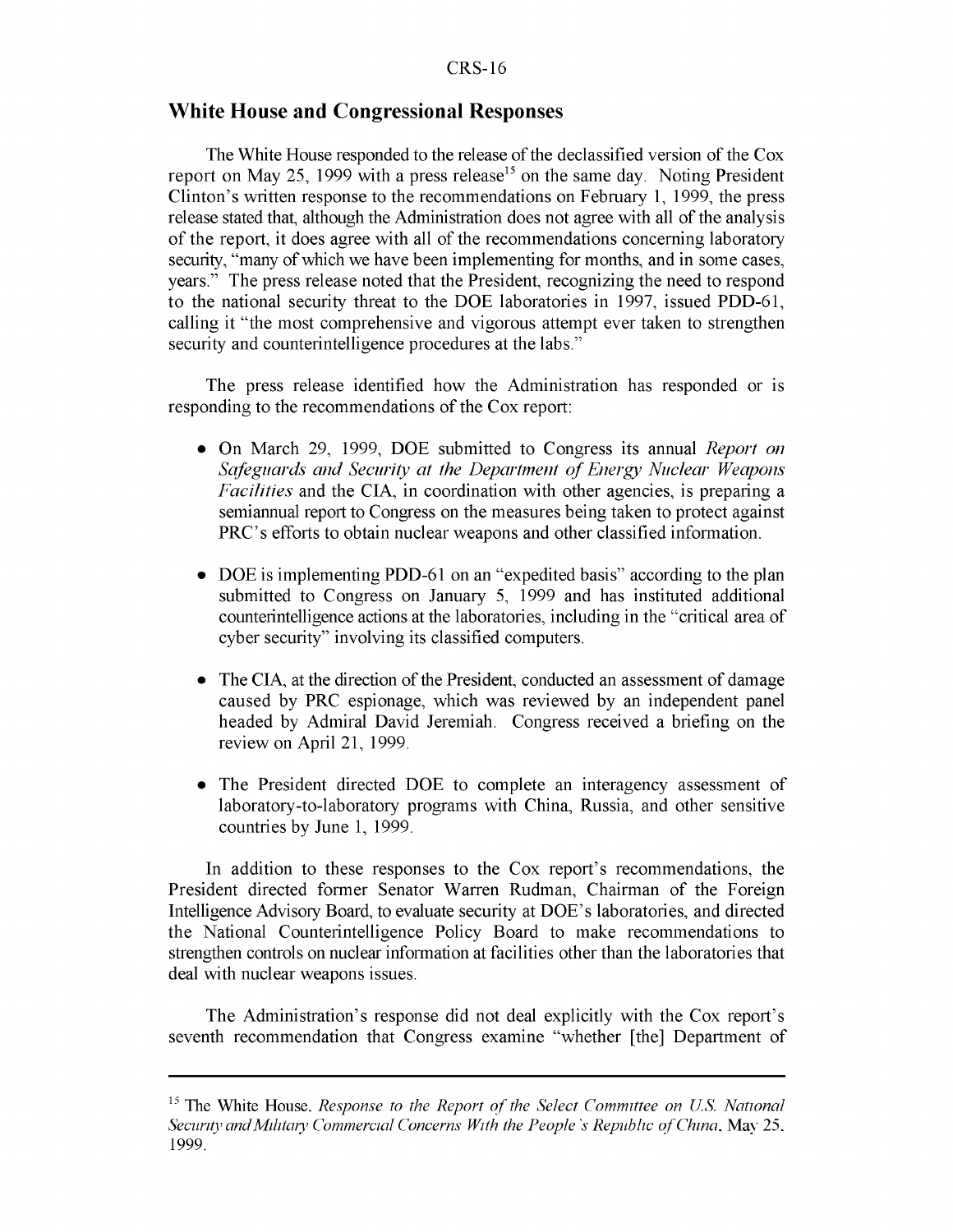## White House and Congressional Responses

The White House responded to the release of the declassified version of the Cox report on May 25, 1999 with a press release[15] on the same day. Noting President Clinton's written response to the recommendations on February 1, 1999, the press release stated that, although the Administration does not agree with all of the analysis of the report, it does agree with all of the recommendations concerning laboratory security, "many of which we have been implementing for months, and in some cases, years." The press release noted that the President, recognizing the need to respond to the national security threat to the DOE laboratories in 1997, issued PDD-61, calling it "the most comprehensive and vigorous attempt ever taken to strengthen security and counterintelligence procedures at the labs."

The press release identified how the Administration has responded or is responding to the recommendations of the Cox report:

- On March 29, 1999, DOE submitted to Congress its annual *Report on Safeguards and Security at the Department of Energy Nuclear Weapons Facilities* and the CIA, in coordination with other agencies, is preparing a semiannual report to Congress on the measures being taken to protect against PRC's efforts to obtain nuclear weapons and other classified information.
- DOE is implementing PDD-61 on an "expedited basis" according to the plan submitted to Congress on January 5, 1999 and has instituted additional counterintelligence actions at the laboratories, including in the "critical area of cyber security" involving its classified computers.
- The CIA, at the direction of the President, conducted an assessment of damage caused by PRC espionage, which was reviewed by an independent panel headed by Admiral David Jeremiah. Congress received a briefing on the review on April 21, 1999.
- The President directed DOE to complete an interagency assessment of laboratory-to-laboratory programs with China, Russia, and other sensitive countries by June 1, 1999.

In addition to these responses to the Cox report's recommendations, the President directed former Senator Warren Rudman, Chairman of the Foreign Intelligence Advisory Board, to evaluate security at DOE's laboratories, and directed the National Counterintelligence Policy Board to make recommendations to strengthen controls on nuclear information at facilities other than the laboratories that deal with nuclear weapons issues.

The Administration's response did not deal explicitly with the Cox report's seventh recommendation that Congress examine "whether [the] Department of

---

[15] The White House. *Response to the Report of the Select Committee on U.S. National Security and Military Commercial Concerns With the People's Republic of China*. May 25, 1999.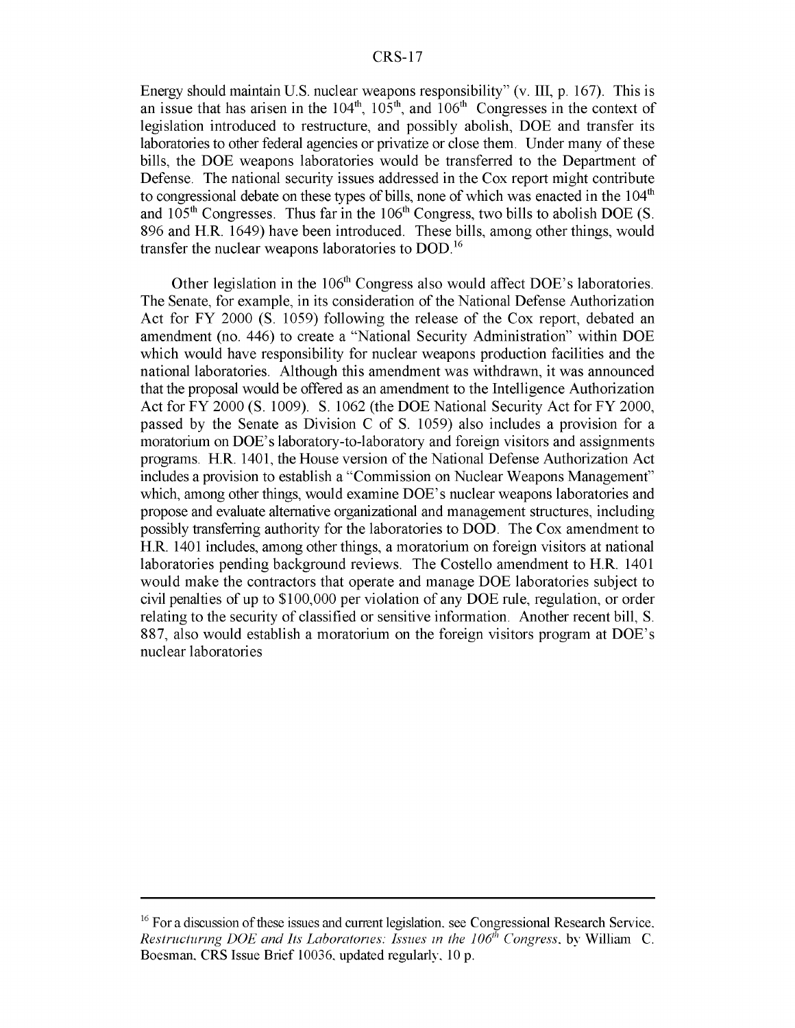Energy should maintain U.S. nuclear weapons responsibility" (v. III, p. 167). This is an issue that has arisen in the 104th, 105th, and 106th Congresses in the context of legislation introduced to restructure, and possibly abolish, DOE and transfer its laboratories to other federal agencies or privatize or close them. Under many of these bills, the DOE weapons laboratories would be transferred to the Department of Defense. The national security issues addressed in the Cox report might contribute to congressional debate on these types of bills, none of which was enacted in the 104th and 105th Congresses. Thus far in the 106th Congress, two bills to abolish DOE (S. 896 and H.R. 1649) have been introduced. These bills, among other things, would transfer the nuclear weapons laboratories to DOD.[16]

Other legislation in the 106th Congress also would affect DOE's laboratories. The Senate, for example, in its consideration of the National Defense Authorization Act for FY 2000 (S. 1059) following the release of the Cox report, debated an amendment (no. 446) to create a "National Security Administration" within DOE which would have responsibility for nuclear weapons production facilities and the national laboratories. Although this amendment was withdrawn, it was announced that the proposal would be offered as an amendment to the Intelligence Authorization Act for FY 2000 (S. 1009). S. 1062 (the DOE National Security Act for FY 2000, passed by the Senate as Division C of S. 1059) also includes a provision for a moratorium on DOE's laboratory-to-laboratory and foreign visitors and assignments programs. H.R. 1401, the House version of the National Defense Authorization Act includes a provision to establish a "Commission on Nuclear Weapons Management" which, among other things, would examine DOE's nuclear weapons laboratories and propose and evaluate alternative organizational and management structures, including possibly transferring authority for the laboratories to DOD. The Cox amendment to H.R. 1401 includes, among other things, a moratorium on foreign visitors at national laboratories pending background reviews. The Costello amendment to H.R. 1401 would make the contractors that operate and manage DOE laboratories subject to civil penalties of up to $100,000 per violation of any DOE rule, regulation, or order relating to the security of classified or sensitive information. Another recent bill, S. 887, also would establish a moratorium on the foreign visitors program at DOE's nuclear laboratories

---

[16] For a discussion of these issues and current legislation, see Congressional Research Service, *Restructuring DOE and Its Laboratories: Issues in the 106th Congress*, by William C. Boesman, CRS Issue Brief 10036, updated regularly, 10 p.